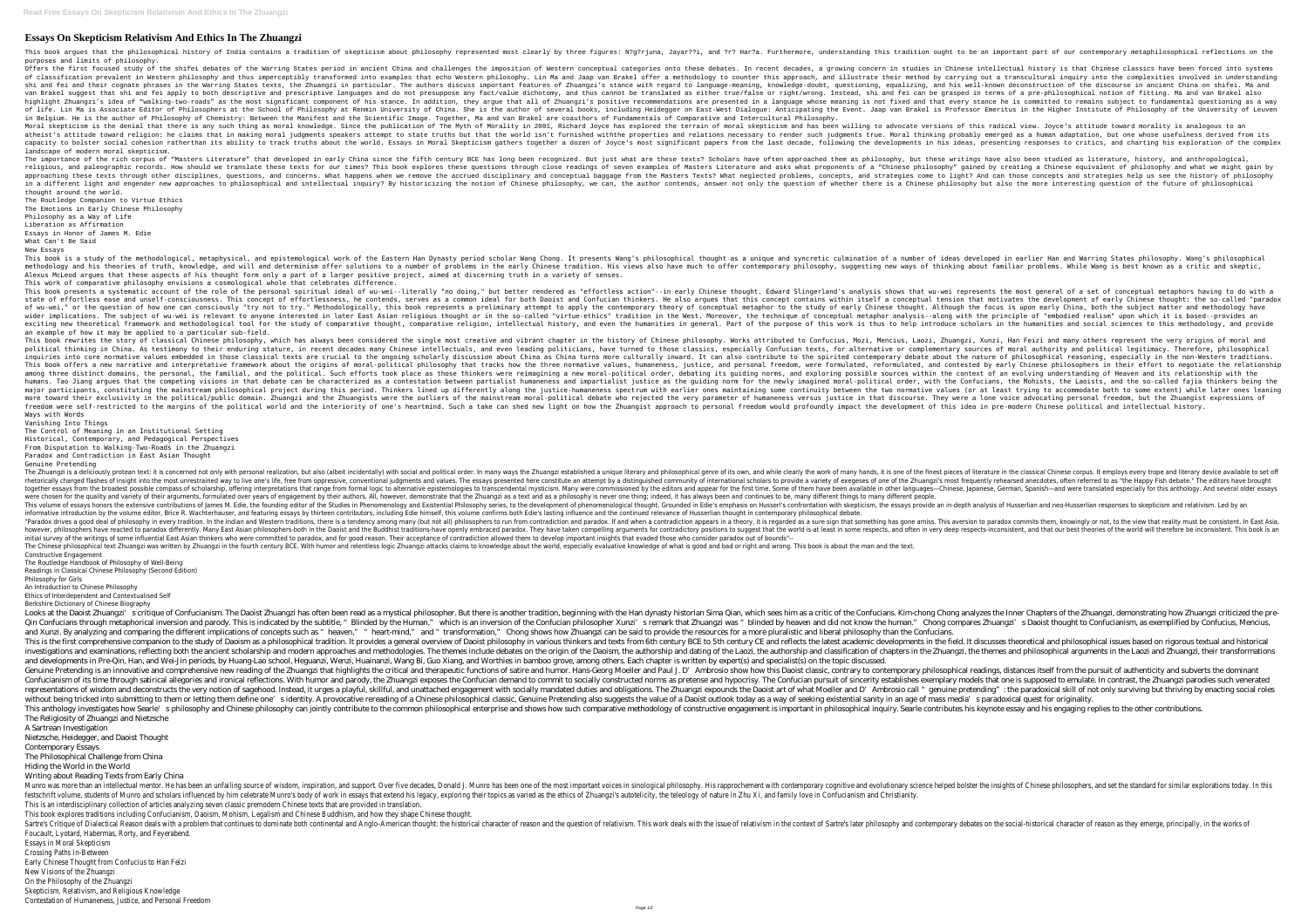# Essays On Skepticism Relativism And Ethics In The Zhuangzi

This book argues that the philosophical history of India contains a tradition of skepticism about philosophy represented most clearly by three figures: N?g?rjuna, Jayar??i, and ?r? Har?a. Furthermore, understanding this tradition ought to be an important part of our contemporary metaphilosophical reflections on the purposes and limits of philosophy.

Offers the first focused study of the shifei debates of the Warring States period in ancient China and challenges the imposition of Western conceptual categories onto these debates. In recent decades, a growing concern in studies in Chinese intellectual history is that Chinese classics have been forced into systems of classification prevalent in Western philosophy and thus imperceptibly transformed into examples that echo Western philosophy. Lin Ma and Jaap van Brakel offer a methodology to counter this approach, and illustrate their method by carrying out a transcultural inquiry into the complexities involved in understanding shi and fei and their cognate phrases in the Warring States texts, the Zhuangzi in particular. The authors discuss important features of Zhuangzi's stance with regard to language-meaning, knowledge-doubt, questioning, equalizing, and his well-known deconstruction of the discourse in ancient China on shifei. Ma and van Brakel suggest that shi and fei apply to both descriptive and prescriptive languages and do not presuppose any fact/value dichotomy, and thus cannot be translated as either true/false or right/wrong. Instead, shi and fei can be grasped in terms of a pre-philosophical notion of fitting. Ma and van Brakel also highlight Zhuangzi's idea of "walking-two-roads" as the most significant component of his stance. In addition, they argue that all of Zhuangzi's positive recommendations are presented in a language whose meaning is not fixed and that every stance he is committed to remains subject to fundamental questioning as a way of life. Lin Ma is Associate Editor of Philosophers at the School of Philosophy at Renmin University of China. She is the author of several books, including Heidegger on East-West Dialogue: Anticipating the Event. Jaap van Brakel is Professor Emeritus in the Higher Institute of Philosophy of the University of Leuven in Belgium. He is the author of Philosophy of Chemistry: Between the Manifest and the Scientific Image. Together, Ma and van Brakel are coauthors of Fundamentals of Comparative and Intercultural Philosophy.

Moral skepticism is the denial that there is any such thing as moral knowledge. Since the publication of The Myth of Morality in 2001, Richard Joyce has explored the terrain of moral skepticism and has been willing to advocate versions of this radical view. Joyce's attitude toward morality is analogous to an atheist's attitude toward religion: he claims that in making moral judgments speakers attempt to state truths but that the world isn't furnished withthe properties and relations necessary to render such judgments true. Moral thinking probably emerged as a human adaptation, but one whose usefulness derived from its capacity to bolster social cohesion ratherthan its ability to track truths about the world. Essays in Moral Skepticism gathers together a dozen of Joyce's most significant papers from the last decade, following the developments in his ideas, presenting responses to critics, and charting his exploration of the complex landscape of modern moral skepticism.

The importance of the rich corpus of "Masters Literature" that developed in early China since the fifth century BCE has long been recognized. But just what are these texts? Scholars have often approached them as philosophy, but these writings have also been studied as literature, history, and anthropological, religious, and paleographic records. How should we translate these texts for our times? This book explores these questions through close readings of seven examples of Masters Literature and asks what proponents of a "Chinese philosophy" gained by creating a Chinese equivalent of philosophy and what we might gain by approaching these texts through other disciplines, questions, and concerns. What happens when we remove the accrued disciplinary and conceptual baggage from the Masters Texts? What neglected problems, concepts, and strategies come to light? And can those concepts and strategies help us see the history of philosophy in a different light and engender new approaches to philosophical and intellectual inquiry? By historicizing the notion of Chinese philosophy, we can, the author contends, answer not only the question of whether there is a Chinese philosophy but also the more interesting question of the future of philosophical thought around the world.

The Routledge Companion to Virtue Ethics
The Emotions in Early Chinese Philosophy
Philosophy as a Way of Life
Liberation as Affirmation
Essays in Honor of James M. Edie
What Can't Be Said
New Essays

This book is a study of the methodological, metaphysical, and epistemological work of the Eastern Han Dynasty period scholar Wang Chong. It presents Wang's philosophical thought as a unique and syncretic culmination of a number of ideas developed in earlier Han and Warring States philosophy. Wang's philosophical methodology and his theories of truth, knowledge, and will and determinism offer solutions to a number of problems in the early Chinese tradition. His views also have much to offer contemporary philosophy, suggesting new ways of thinking about familiar problems. While Wang is best known as a critic and skeptic, Alexus McLeod argues that these aspects of his thought form only a part of a larger positive project, aimed at discerning truth in a variety of senses.

This work of comparative philosophy envisions a cosmological whole that celebrates difference.

This book presents a systematic account of the role of the personal spiritual ideal of wu-wei--literally "no doing," but better rendered as "effortless action"--in early Chinese thought. Edward Slingerland's analysis shows that wu-wei represents the most general of a set of conceptual metaphors having to do with a state of effortless ease and unself-consciousness. This concept of effortlessness, he contends, serves as a common ideal for both Daoist and Confucian thinkers. He also argues that this concept contains within itself a conceptual tension that motivates the development of early Chinese thought: the so-called "paradox of wu-wei," or the question of how one can consciously "try not to try." Methodologically, this book represents a preliminary attempt to apply the contemporary theory of conceptual metaphor to the study of early Chinese thought. Although the focus is upon early China, both the subject matter and methodology have wider implications. The subject of wu-wei is relevant to anyone interested in later East Asian religious thought or in the so-called "virtue-ethics" tradition in the West. Moreover, the technique of conceptual metaphor analysis--along with the principle of "embodied realism" upon which it is based--provides an exciting new theoretical framework and methodological tool for the study of comparative thought, comparative religion, intellectual history, and even the humanities in general. Part of the purpose of this work is thus to help introduce scholars in the humanities and social sciences to this methodology, and provide an example of how it may be applied to a particular sub-field.

This book rewrites the story of classical Chinese philosophy, which has always been considered the single most creative and vibrant chapter in the history of Chinese philosophy. Works attributed to Confucius, Mozi, Mencius, Laozi, Zhuangzi, Xunzi, Han Feizi and many others represent the very origins of moral and political thinking in China. As testimony to their enduring stature, in recent decades many Chinese intellectuals, and even leading politicians, have turned to those classics, especially Confucian texts, for alternative or complementary sources of moral authority and political legitimacy. Therefore, philosophical inquiries into core normative values embedded in these classical texts are crucial to the ongoing scholarly discussion about China as China turns more culturally inward. It can also contribute to the spirited contemporary debate about the nature of philosophical reasoning, especially in the non-Western traditions. This book offers a new narrative and interpretative framework about the origins of moral-political philosophy that tracks how the three normative values, humaneness, justice, and personal freedom, were formulated, reformulated, and contested by early Chinese philosophers in their effort to negotiate the relationship among three distinct domains, the personal, the familial, and the political. Such efforts took place as those thinkers were reimagining a new moral-political order, debating its guiding norms, and exploring possible sources within the context of an evolving understanding of Heaven and its relationship with the humans. Tao Jiang argues that the competing visions in that debate can be characterized as a contestation between partialist humaneness and impartialist justice as the guiding norm for the newly imagined moral-political order, with the Confucians, the Mohists, the Laoists, and the so-called fajia thinkers being the major participants, constituting the mainstream philosophical project during this period. Thinkers lined up differently along the justice-humaneness spectrum with earlier ones maintaining some continuity between the two normative values (or at least trying to accommodate both to some extent) while later ones leaning more toward their exclusivity in the political/public domain. Zhuangzi and the Zhuangists were the outliers of the mainstream moral-political debate who rejected the very parameter of humaneness versus justice in that discourse. They were a lone voice advocating personal freedom, but the Zhuangist expressions of freedom were self-restricted to the margins of the political world and the interiority of one's heartmind. Such a take can shed new light on how the Zhuangist approach to personal freedom would profoundly impact the development of this idea in pre-modern Chinese political and intellectual history.

Ways with Words
Vanishing Into Things
The Control of Meaning in an Institutional Setting
Historical, Contemporary, and Pedagogical Perspectives
From Disputation to Walking-Two-Roads in the Zhuangzi
Paradox and Contradiction in East Asian Thought
Genuine Pretending

The Zhuangzi is a deliciously protean text: it is concerned not only with personal realization, but also (albeit incidentally) with social and political order. In many ways the Zhuangzi established a unique literary and philosophical genre of its own, and while clearly the work of many hands, it is one of the finest pieces of literature in the classical Chinese corpus. It employs every trope and literary device available to set off rhetorically charged flashes of insight into the most unrestrained way to live one's life, free from oppressive, conventional judgments and values. The essays presented here constitute an attempt by a distinguished community of international scholars to provide a variety of exegeses of one of the Zhuangzi's most frequently rehearsed anecdotes, often referred to as "the Happy Fish debate." The editors have brought together essays from the broadest possible compass of scholarship, offering interpretations that range from formal logic to alternative epistemologies to transcendental mysticism. Many were commissioned by the editors and appear for the first time. Some of them have been available in other languages—Chinese, Japanese, German, Spanish—and were translated especially for this anthology. And several older essays were chosen for the quality and variety of their arguments, formulated over years of engagement by their authors. All, however, demonstrate that the Zhuangzi as a text and as a philosophy is never one thing; indeed, it has always been and continues to be, many different things to many different people.

This volume of essays honors the extensive contributions of James M. Edie, the founding editor of the Studies in Phenomenology and Existential Philosophy series, to the development of phenomenological thought. Grounded in Edie's emphasis on Husserl's confrontation with skepticism, the essays provide an in-depth analysis of Husserlian and neo-Husserlian responses to skepticism and relativism. Led by an informative introduction by the volume editor, Brice R. Wachterhauser, and featuring essays by thirteen contributors, including Edie himself, this volume confirms both Edie's lasting influence and the continued relevance of Husserlian thought in contemporary philosophical debate.

"Paradox drives a good deal of philosophy in every tradition. In the Indian and Western traditions, there is a tendency among many (but not all) philosophers to run from contradiction and paradox. If and when a contradiction appears in a theory, it is regarded as a sure sign that something has gone amiss. This aversion to paradox commits them, knowingly or not, to the view that reality must be consistent. In East Asia, however, philosophers have reacted to paradox differently. Many East Asian philosophers-both in the Daoist and the Buddhist traditions-have openly embraced paradox. They have taken compelling arguments for contradictory positions to suggest that the world is-at least in some respects, and often in very deep respects-inconsistent, and that our best theories of the world will therefore be inconsistent. This book is an initial survey of the writings of some influential East Asian thinkers who were committed to paradox, and for good reason. Their acceptance of contradiction allowed them to develop important insights that evaded those who consider paradox out of bounds"--

The Chinese philosophical text Zhuangzi was written by Zhuangzi in the fourth century BCE. With humor and relentless logic Zhuangzi attacks claims to knowledge about the world, especially evaluative knowledge of what is good and bad or right and wrong. This book is about the man and the text.

Constructive Engagement
The Routledge Handbook of Philosophy of Well-Being
Readings in Classical Chinese Philosophy (Second Edition)
Philosophy for Girls
An Introduction to Chinese Philosophy
Ethics of Interdependent and Contextualised Self
Berkshire Dictionary of Chinese Biography

Looks at the Daoist Zhuangzi's critique of Confucianism. The Daoist Zhuangzi has often been read as a mystical philosopher. But there is another tradition, beginning with the Han dynasty historian Sima Qian, which sees him as a critic of the Confucians. Kim-chong Chong analyzes the Inner Chapters of the Zhuangzi, demonstrating how Zhuangzi criticized the pre-Qin Confucians through metaphorical inversion and parody. This is indicated by the subtitle, "Blinded by the Human," which is an inversion of the Confucian philosopher Xunzi's remark that Zhuangzi was "blinded by heaven and did not know the human." Chong compares Zhuangzi's Daoist thought to Confucianism, as exemplified by Confucius, Mencius, and Xunzi. By analyzing and comparing the different implications of concepts such as "heaven," "heart-mind," and "transformation," Chong shows how Zhuangzi can be said to provide the resources for a more pluralistic and liberal philosophy than the Confucians.

This is the first comprehensive companion to the study of Daoism as a philosophical tradition. It provides a general overview of Daoist philosophy in various thinkers and texts from 6th century BCE to 5th century CE and reflects the latest academic developments in the field. It discusses theoretical and philosophical issues based on rigorous textual and historical investigations and examinations, reflecting both the ancient scholarship and modern approaches and methodologies. The themes include debates on the origin of the Daoism, the authorship and dating of the Laozi, the authorship and classification of chapters in the Zhuangzi, the themes and philosophical arguments in the Laozi and Zhuangzi, their transformations and developments in Pre-Qin, Han, and Wei-Jin periods, by Huang-Lao school, Heguanzi, Wenzi, Huainanzi, Wang Bi, Guo Xiang, and Worthies in bamboo grove, among others. Each chapter is written by expert(s) and specialist(s) on the topic discussed.

Genuine Pretending is an innovative and comprehensive new reading of the Zhuangzi that highlights the critical and therapeutic functions of satire and humor. Hans-Georg Moeller and Paul J. D'Ambrosio show how this Daoist classic, contrary to contemporary philosophical readings, distances itself from the pursuit of authenticity and subverts the dominant Confucianism of its time through satirical allegories and ironical reflections. With humor and parody, the Zhuangzi exposes the Confucian demand to commit to socially constructed norms as pretense and hypocrisy. The Confucian pursuit of sincerity establishes exemplary models that one is supposed to emulate. In contrast, the Zhuangzi parodies such venerated representations of wisdom and deconstructs the very notion of sagehood. Instead, it urges a playful, skillful, and unattached engagement with socially mandated duties and obligations. The Zhuangzi expounds the Daoist art of what Moeller and D'Ambrosio call "genuine pretending": the paradoxical skill of not only surviving but thriving by enacting social roles without being tricked into submitting to them or letting them define one's identity. A provocative rereading of a Chinese philosophical classic, Genuine Pretending also suggests the value of a Daoist outlook today as a way of seeking existential sanity in an age of mass media's paradoxical quest for originality.

This anthology investigates how Searle's philosophy and Chinese philosophy can jointly contribute to the common philosophical enterprise and shows how such comparative methodology of constructive engagement is important in philosophical inquiry. Searle contributes his keynote essay and his engaging replies to the other contributions.

The Religiosity of Zhuangzi and Nietzsche
A Sartrean Investigation
Nietzsche, Heidegger, and Daoist Thought
Contemporary Essays
The Philosophical Challenge from China
Hiding the World in the World
Writing about Reading Texts from Early China

Munro was more than an intellectual mentor. He has been an unfailing source of wisdom, inspiration, and support. Over five decades, Donald J. Munro has been one of the most important voices in sinological philosophy. His rapprochement with contemporary cognitive and evolutionary science helped bolster the insights of Chinese philosophers, and set the standard for similar explorations today. In this festschrift volume, students of Munro and scholars influenced by him celebrate Munro's body of work in essays that extend his legacy, exploring their topics as varied as the ethics of Zhuangzi's autotelicity, the teleology of nature in Zhu Xi, and family love in Confucianism and Christianity.

This is an interdisciplinary collection of articles analyzing seven classic Chinese premodern texts that are provided in translation.

This book explores traditions including Confucianism, Daoism, Mohism, Legalism and Chinese Buddhism, and how they shape Chinese thought.

Sartre's Critique of Dialectical Reason deals with a problem that continues to dominate both continental and Anglo-American thought: the historical character of reason and the question of relativism. This work deals with the issue of relativism in the context of Sartre's later philosophy and contemporary debates on the social-historical character of reason as they emerge, principally, in the works of Foucault, Lyotard, Habermas, Rorty, and Feyerabend.

Essays in Moral Skepticism
Crossing Paths In-Between
Early Chinese Thought from Confucius to Han Feizi
New Visions of the Zhuangzi
On the Philosophy of the Zhuangzi
Skepticism, Relativism, and Religious Knowledge
Contestation of Humaneness, Justice, and Personal Freedom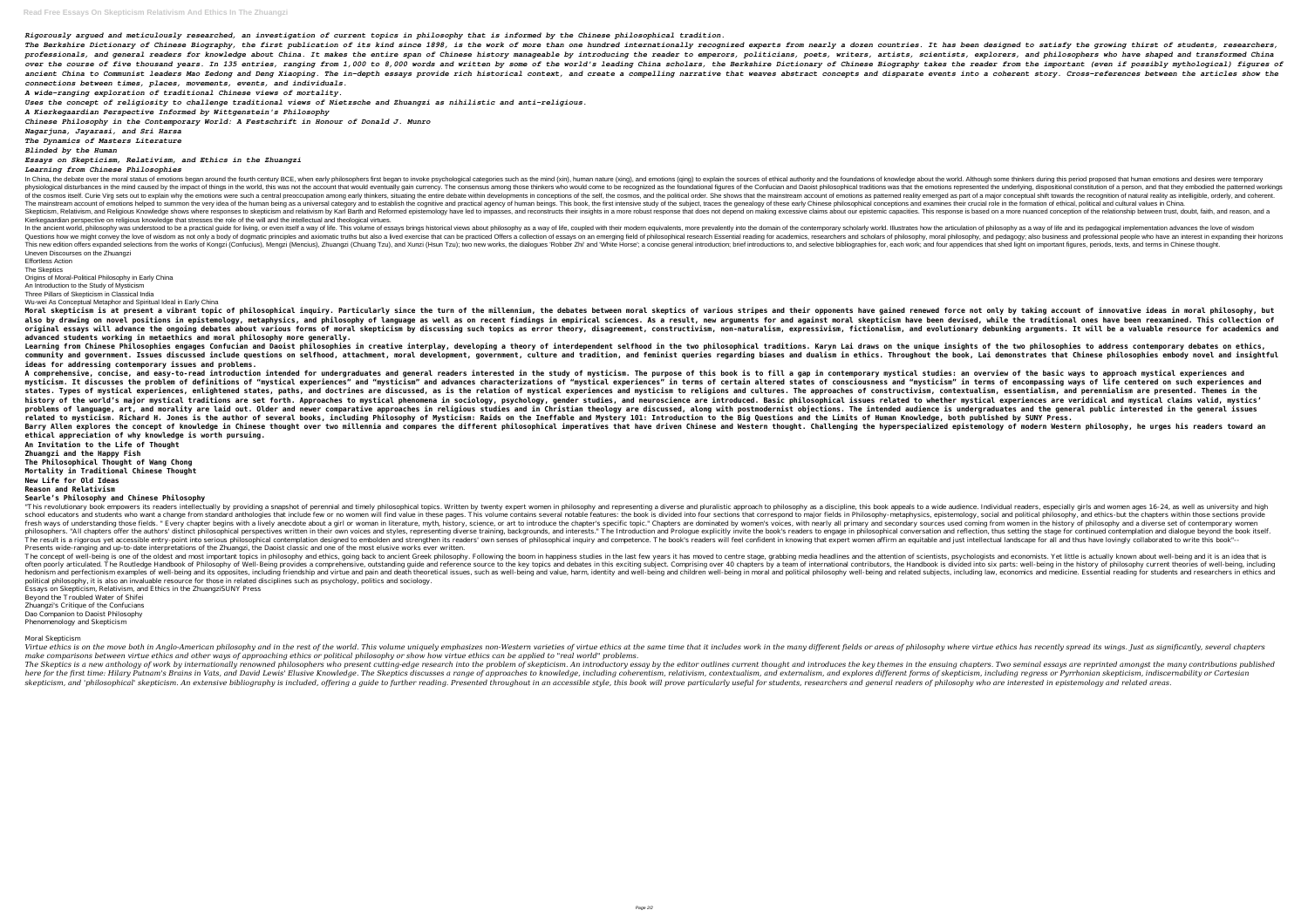*Rigorously argued and meticulously researched, an investigation of current topics in philosophy that is informed by the Chinese philosophical tradition.*

*The Berkshire Dictionary of Chinese Biography, the first publication of its kind since 1898, is the work of more than one hundred internationally recognized experts from nearly a dozen countries. It has been designed to satisfy the growing thirst of students, researchers, professionals, and general readers for knowledge about China. It makes the entire span of Chinese history manageable by introducing the reader to emperors, politicians, poets, writers, artists, scientists, explorers, and philosophers who have shaped and transformed China over the course of five thousand years. In 135 entries, ranging from 1,000 to 8,000 words and written by some of the world's leading China scholars, the Berkshire Dictionary of Chinese Biography takes the reader from the important (even if possibly mythological) figures of ancient China to Communist leaders Mao Zedong and Deng Xiaoping. The in-depth essays provide rich historical context, and create a compelling narrative that weaves abstract concepts and disparate events into a coherent story. Cross-references between the articles show the connections between times, places, movements, events, and individuals.*

*A wide-ranging exploration of traditional Chinese views of mortality.*

*Uses the concept of religiosity to challenge traditional views of Nietzsche and Zhuangzi as nihilistic and anti-religious.*

*A Kierkegaardian Perspective Informed by Wittgenstein's Philosophy*

*Chinese Philosophy in the Contemporary World: A Festschrift in Honour of Donald J. Munro*

*Nagarjuna, Jayarasi, and Sri Harsa*

*The Dynamics of Masters Literature*

*Blinded by the Human*

*Essays on Skepticism, Relativism, and Ethics in the Zhuangzi*

*Learning from Chinese Philosophies*

In China, the debate over the moral status of emotions began around the fourth century BCE, when early philosophers first began to invoke psychological categories such as the mind (xin), human nature (xing), and emotions (qing) to explain the sources of ethical authority and the foundations of knowledge about the world. Although some thinkers during this period proposed that human emotions and desires were temporary physiological disturbances in the mind caused by the impact of things in the world, this was not the account that would eventually gain currency. The consensus among those thinkers who would come to be recognized as the foundational figures of the Confucian and Daoist philosophical traditions was that the emotions represented the underlying, dispositional constitution of a person, and that they embodied the patterned workings of the cosmos itself. Curie Virg sets out to explain why the emotions were such a central preoccupation among early thinkers, situating the entire debate within developments in conceptions of the self, the cosmos, and the political order. She shows that the mainstream account of emotions as patterned reality emerged as part of a major conceptual shift towards the recognition of natural reality as intelligible, orderly, and coherent. The mainstream account of emotions helped to summon the very idea of the human being as a universal category and to establish the cognitive and practical agency of human beings. This book, the first intensive study of the subject, traces the genealogy of these early Chinese philosophical conceptions and examines their crucial role in the formation of ethical, political and cultural values in China.

Skepticism, Relativism, and Religious Knowledge shows where responses to skepticism and relativism by Karl Barth and Reformed epistemology have led to impasses, and reconstructs their insights in a more robust response that does not depend on making excessive claims about our epistemic capacities. This response is based on a more nuanced conception of the relationship between trust, doubt, faith, and reason, and a Kierkegaardian perspective on religious knowledge that stresses the role of the will and the intellectual and theological virtues.

In the ancient world, philosophy was understood to be a practical guide for living, or even itself a way of life. This volume of essays brings historical views about philosophy as a way of life, coupled with their modern equivalents, more prevalently into the domain of the contemporary scholarly world. Illustrates how the articulation of philosophy as a way of life and its pedagogical implementation advances the love of wisdom Questions how we might convey the love of wisdom as not only a body of dogmatic principles and axiomatic truths but also a lived exercise that can be practiced Offers a collection of essays on an emerging field of philosophical research Essential reading for academics, researchers and scholars of philosophy, moral philosophy, and pedagogy; also business and professional people who have an interest in expanding their horizons

This new edition offers expanded selections from the works of Kongzi (Confucius), Mengzi (Mencius), Zhuangzi (Chuang Tzu), and Xunzi (Hsun Tzu); two new works, the dialogues 'Robber Zhi' and 'White Horse'; a concise general introduction; brief introductions to, and selective bibliographies for, each work; and four appendices that shed light on important figures, periods, texts, and terms in Chinese thought.

Uneven Discourses on the Zhuangzi

Effortless Action

The Skeptics

Origins of Moral-Political Philosophy in Early China

An Introduction to the Study of Mysticism

Three Pillars of Skepticism in Classical India

Wu-wei As Conceptual Metaphor and Spiritual Ideal in Early China

**Moral skepticism is at present a vibrant topic of philosophical inquiry. Particularly since the turn of the millennium, the debates between moral skeptics of various stripes and their opponents have gained renewed force not only by taking account of innovative ideas in moral philosophy, but also by drawing on novel positions in epistemology, metaphysics, and philosophy of language as well as on recent findings in empirical sciences. As a result, new arguments for and against moral skepticism have been devised, while the traditional ones have been reexamined. This collection of original essays will advance the ongoing debates about various forms of moral skepticism by discussing such topics as error theory, disagreement, constructivism, non-naturalism, expressivism, fictionalism, and evolutionary debunking arguments. It will be a valuable resource for academics and advanced students working in metaethics and moral philosophy more generally.**

**Learning from Chinese Philosophies engages Confucian and Daoist philosophies in creative interplay, developing a theory of interdependent selfhood in the two philosophical traditions. Karyn Lai draws on the unique insights of the two philosophies to address contemporary debates on ethics, community and government. Issues discussed include questions on selfhood, attachment, moral development, government, culture and tradition, and feminist queries regarding biases and dualism in ethics. Throughout the book, Lai demonstrates that Chinese philosophies embody novel and insightful ideas for addressing contemporary issues and problems.**

**A comprehensive, concise, and easy-to-read introduction intended for undergraduates and general readers interested in the study of mysticism. The purpose of this book is to fill a gap in contemporary mystical studies: an overview of the basic ways to approach mystical experiences and mysticism. It discusses the problem of definitions of "mystical experiences" and "mysticism" and advances characterizations of "mystical experiences" in terms of certain altered states of consciousness and "mysticism" in terms of encompassing ways of life centered on such experiences and states. Types of mystical experiences, enlightened states, paths, and doctrines are discussed, as is the relation of mystical experiences and mysticism to religions and cultures. The approaches of constructivism, contextualism, essentialism, and perennialism are presented. Themes in the history of the world's major mystical traditions are set forth. Approaches to mystical phenomena in sociology, psychology, gender studies, and neuroscience are introduced. Basic philosophical issues related to whether mystical experiences are veridical and mystical claims valid, mystics' problems of language, art, and morality are laid out. Older and newer comparative approaches in religious studies and in Christian theology are discussed, along with postmodernist objections. The intended audience is undergraduates and the general public interested in the general issues related to mysticism. Richard H. Jones is the author of several books, including Philosophy of Mysticism: Raids on the Ineffable and Mystery 101: Introduction to the Big Questions and the Limits of Human Knowledge, both published by SUNY Press.**

**Barry Allen explores the concept of knowledge in Chinese thought over two millennia and compares the different philosophical imperatives that have driven Chinese and Western thought. Challenging the hyperspecialized epistemology of modern Western philosophy, he urges his readers toward an ethical appreciation of why knowledge is worth pursuing.**

**An Invitation to the Life of Thought**

**Zhuangzi and the Happy Fish**

**The Philosophical Thought of Wang Chong**

**Mortality in Traditional Chinese Thought**

**New Life for Old Ideas**

**Reason and Relativism**

**Searle's Philosophy and Chinese Philosophy**

"This revolutionary book empowers its readers intellectually by providing a snapshot of perennial and timely philosophical topics. Written by twenty expert women in philosophy and representing a diverse and pluralistic approach to philosophy as a discipline, this book appeals to a wide audience. Individual readers, especially girls and women ages 16-24, as well as university and high school educators and students who want a change from standard anthologies that include few or no women will find value in these pages. This volume contains several notable features: the book is divided into four sections that correspond to major fields in Philosophy-metaphysics, epistemology, social and political philosophy, and ethics-but the chapters within those sections provide fresh ways of understanding those fields. " Every chapter begins with a lively anecdote about a girl or woman in literature, myth, history, science, or art to introduce the chapter's specific topic." Chapters are dominated by women's voices, with nearly all primary and secondary sources used coming from women in the history of philosophy and a diverse set of contemporary women philosophers. "All chapters offer the authors' distinct philosophical perspectives written in their own voices and styles, representing diverse training, backgrounds, and interests." The Introduction and Prologue explicitly invite the book's readers to engage in philosophical conversation and reflection, thus setting the stage for continued contemplation and dialogue beyond the book itself. The result is a rigorous yet accessible entry-point into serious philosophical contemplation designed to embolden and strengthen its readers' own senses of philosophical inquiry and competence. The book's readers will feel confident in knowing that expert women affirm an equitable and just intellectual landscape for all and thus have lovingly collaborated to write this book"--

Presents wide-ranging and up-to-date interpretations of the Zhuangzi, the Daoist classic and one of the most elusive works ever written.

The concept of well-being is one of the oldest and most important topics in philosophy and ethics, going back to ancient Greek philosophy. Following the boom in happiness studies in the last few years it has moved to centre stage, grabbing media headlines and the attention of scientists, psychologists and economists. Yet little is actually known about well-being and it is an idea that is often poorly articulated. The Routledge Handbook of Philosophy of Well-Being provides a comprehensive, outstanding guide and reference source to the key topics and debates in this exciting subject. Comprising over 40 chapters by a team of international contributors, the Handbook is divided into six parts: well-being in the history of philosophy current theories of well-being, including hedonism and perfectionism examples of well-being and its opposites, including friendship and virtue and pain and death theoretical issues, such as well-being and value, harm, identity and well-being and children well-being in moral and political philosophy well-being and related subjects, including law, economics and medicine. Essential reading for students and researchers in ethics and political philosophy, it is also an invaluable resource for those in related disciplines such as psychology, politics and sociology.

Essays on Skepticism, Relativism, and Ethics in the ZhuangziSUNY Press

Beyond the Troubled Water of Shifei

Zhuangzi's Critique of the Confucians

Dao Companion to Daoist Philosophy

Phenomenology and Skepticism

Moral Skepticism

*Virtue ethics is on the move both in Anglo-American philosophy and in the rest of the world. This volume uniquely emphasizes non-Western varieties of virtue ethics at the same time that it includes work in the many different fields or areas of philosophy where virtue ethics has recently spread its wings. Just as significantly, several chapters make comparisons between virtue ethics and other ways of approaching ethics or political philosophy or show how virtue ethics can be applied to "real world" problems.*

*The Skeptics is a new anthology of work by internationally renowned philosophers who present cutting-edge research into the problem of skepticism. An introductory essay by the editor outlines current thought and introduces the key themes in the ensuing chapters. Two seminal essays are reprinted amongst the many contributions published here for the first time: Hilary Putnam's Brains in Vats, and David Lewis' Elusive Knowledge. The Skeptics discusses a range of approaches to knowledge, including coherentism, relativism, contextualism, and externalism, and explores different forms of skepticism, including regress or Pyrrhonian skepticism, indiscernability or Cartesian skepticism, and 'philosophical' skepticism. An extensive bibliography is included, offering a guide to further reading. Presented throughout in an accessible style, this book will prove particularly useful for students, researchers and general readers of philosophy who are interested in epistemology and related areas.*